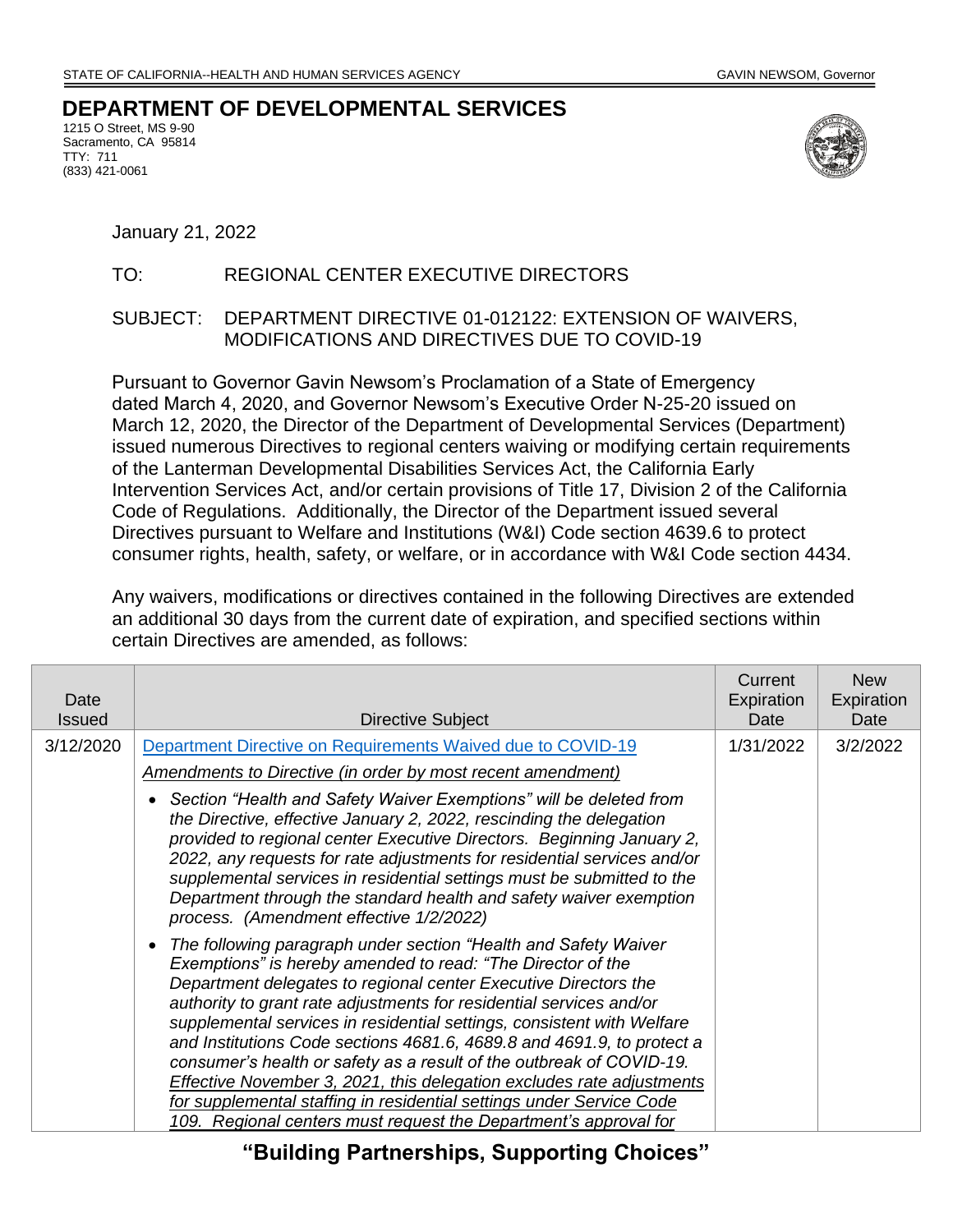STATE OF CALIFORNIA--HEALTH AND HUMAN SERVICES AGENCY GAVIN NEWSOM, Governor

# DEPARTMENT OF DEVELOPMENTAL SERVICES

1215 O Street, MS 9-90
Sacramento, CA 95814
TTY: 711
(833) 421-0061

January 21, 2022

TO: REGIONAL CENTER EXECUTIVE DIRECTORS

SUBJECT: DEPARTMENT DIRECTIVE 01-012122: EXTENSION OF WAIVERS, MODIFICATIONS AND DIRECTIVES DUE TO COVID-19

Pursuant to Governor Gavin Newsom's Proclamation of a State of Emergency dated March 4, 2020, and Governor Newsom's Executive Order N-25-20 issued on March 12, 2020, the Director of the Department of Developmental Services (Department) issued numerous Directives to regional centers waiving or modifying certain requirements of the Lanterman Developmental Disabilities Services Act, the California Early Intervention Services Act, and/or certain provisions of Title 17, Division 2 of the California Code of Regulations. Additionally, the Director of the Department issued several Directives pursuant to Welfare and Institutions (W&I) Code section 4639.6 to protect consumer rights, health, safety, or welfare, or in accordance with W&I Code section 4434.

Any waivers, modifications or directives contained in the following Directives are extended an additional 30 days from the current date of expiration, and specified sections within certain Directives are amended, as follows:

| Date Issued | Directive Subject | Current Expiration Date | New Expiration Date |
|---|---|---|---|
| 3/12/2020 | Department Directive on Requirements Waived due to COVID-19<br><br>*Amendments to Directive (in order by most recent amendment)*<br><br>• *Section "Health and Safety Waiver Exemptions" will be deleted from the Directive, effective January 2, 2022, rescinding the delegation provided to regional center Executive Directors. Beginning January 2, 2022, any requests for rate adjustments for residential services and/or supplemental services in residential settings must be submitted to the Department through the standard health and safety waiver exemption process. (Amendment effective 1/2/2022)*<br><br>• *The following paragraph under section "Health and Safety Waiver Exemptions" is hereby amended to read: "The Director of the Department delegates to regional center Executive Directors the authority to grant rate adjustments for residential services and/or supplemental services in residential settings, consistent with Welfare and Institutions Code sections 4681.6, 4689.8 and 4691.9, to protect a consumer's health or safety as a result of the outbreak of COVID-19. Effective November 3, 2021, this delegation excludes rate adjustments for supplemental staffing in residential settings under Service Code 109. Regional centers must request the Department's approval for* | 1/31/2022 | 3/2/2022 |

**"Building Partnerships, Supporting Choices"**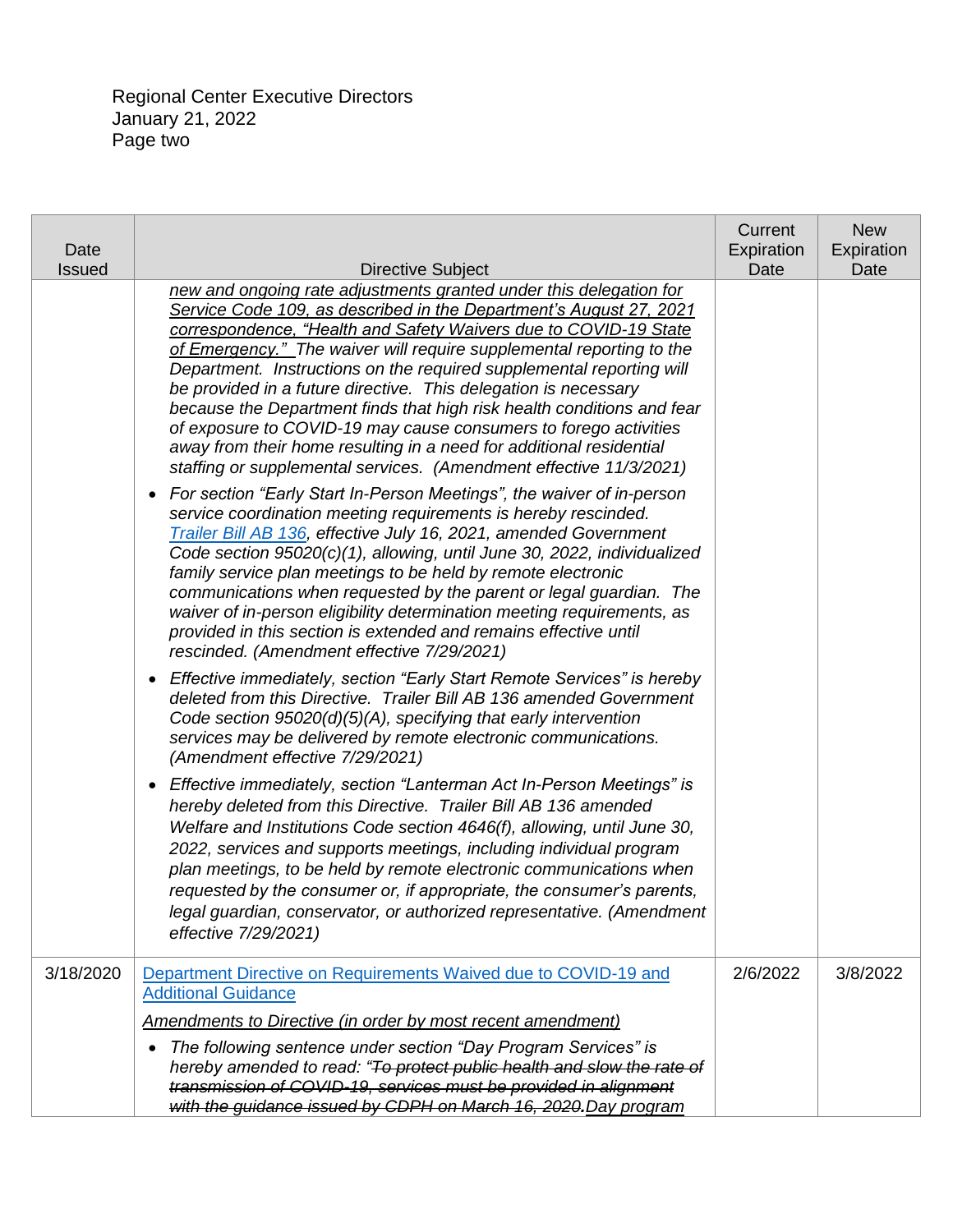Regional Center Executive Directors
January 21, 2022
Page two

| Date Issued | Directive Subject | Current Expiration Date | New Expiration Date |
|---|---|---|---|
| | <u>*new and ongoing rate adjustments granted under this delegation for Service Code 109, as described in the Department's August 27, 2021 correspondence, "Health and Safety Waivers due to COVID-19 State of Emergency."*</u> *The waiver will require supplemental reporting to the Department. Instructions on the required supplemental reporting will be provided in a future directive. This delegation is necessary because the Department finds that high risk health conditions and fear of exposure to COVID-19 may cause consumers to forego activities away from their home resulting in a need for additional residential staffing or supplemental services. (Amendment effective 11/3/2021)*<br><br>• *For section "Early Start In-Person Meetings", the waiver of in-person service coordination meeting requirements is hereby rescinded. [Trailer Bill AB 136](), effective July 16, 2021, amended Government Code section 95020(c)(1), allowing, until June 30, 2022, individualized family service plan meetings to be held by remote electronic communications when requested by the parent or legal guardian. The waiver of in-person eligibility determination meeting requirements, as provided in this section is extended and remains effective until rescinded. (Amendment effective 7/29/2021)*<br><br>• *Effective immediately, section "Early Start Remote Services" is hereby deleted from this Directive. Trailer Bill AB 136 amended Government Code section 95020(d)(5)(A), specifying that early intervention services may be delivered by remote electronic communications. (Amendment effective 7/29/2021)*<br><br>• *Effective immediately, section "Lanterman Act In-Person Meetings" is hereby deleted from this Directive. Trailer Bill AB 136 amended Welfare and Institutions Code section 4646(f), allowing, until June 30, 2022, services and supports meetings, including individual program plan meetings, to be held by remote electronic communications when requested by the consumer or, if appropriate, the consumer's parents, legal guardian, conservator, or authorized representative. (Amendment effective 7/29/2021)* | | |
| 3/18/2020 | [Department Directive on Requirements Waived due to COVID-19 and Additional Guidance]()<br><br><u>*Amendments to Directive (in order by most recent amendment)*</u><br><br>• *The following sentence under section "Day Program Services" is hereby amended to read: "~~To protect public health and slow the rate of transmission of COVID-19, services must be provided in alignment with the guidance issued by CDPH on March 16, 2020.~~* <u>*Day program*</u> | 2/6/2022 | 3/8/2022 |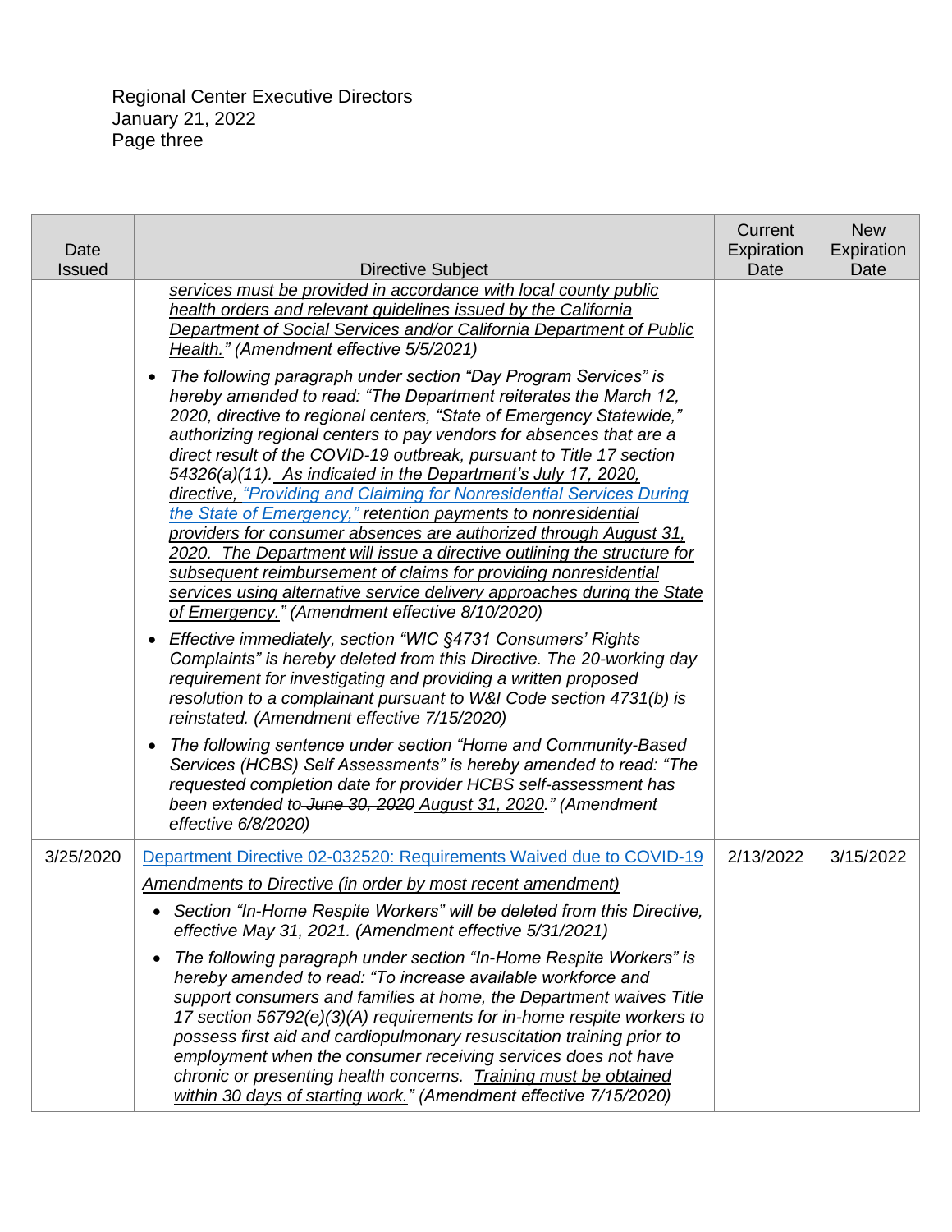Regional Center Executive Directors
January 21, 2022
Page three

| Date Issued | Directive Subject | Current Expiration Date | New Expiration Date |
|---|---|---|---|
| | services must be provided in accordance with local county public health orders and relevant guidelines issued by the California Department of Social Services and/or California Department of Public Health." (Amendment effective 5/5/2021)<br>• The following paragraph under section "Day Program Services" is hereby amended to read: "The Department reiterates the March 12, 2020, directive to regional centers, "State of Emergency Statewide," authorizing regional centers to pay vendors for absences that are a direct result of the COVID-19 outbreak, pursuant to Title 17 section 54326(a)(11). As indicated in the Department's July 17, 2020, directive, "Providing and Claiming for Nonresidential Services During the State of Emergency," retention payments to nonresidential providers for consumer absences are authorized through August 31, 2020. The Department will issue a directive outlining the structure for subsequent reimbursement of claims for providing nonresidential services using alternative service delivery approaches during the State of Emergency." (Amendment effective 8/10/2020)<br>• Effective immediately, section "WIC §4731 Consumers' Rights Complaints" is hereby deleted from this Directive. The 20-working day requirement for investigating and providing a written proposed resolution to a complainant pursuant to W&I Code section 4731(b) is reinstated. (Amendment effective 7/15/2020)<br>• The following sentence under section "Home and Community-Based Services (HCBS) Self Assessments" is hereby amended to read: "The requested completion date for provider HCBS self-assessment has been extended to ~~June 30, 2020~~ August 31, 2020." (Amendment effective 6/8/2020) | | |
| 3/25/2020 | Department Directive 02-032520: Requirements Waived due to COVID-19<br>*Amendments to Directive (in order by most recent amendment)*<br>• Section "In-Home Respite Workers" will be deleted from this Directive, effective May 31, 2021. (Amendment effective 5/31/2021)<br>• The following paragraph under section "In-Home Respite Workers" is hereby amended to read: "To increase available workforce and support consumers and families at home, the Department waives Title 17 section 56792(e)(3)(A) requirements for in-home respite workers to possess first aid and cardiopulmonary resuscitation training prior to employment when the consumer receiving services does not have chronic or presenting health concerns. Training must be obtained within 30 days of starting work." (Amendment effective 7/15/2020) | 2/13/2022 | 3/15/2022 |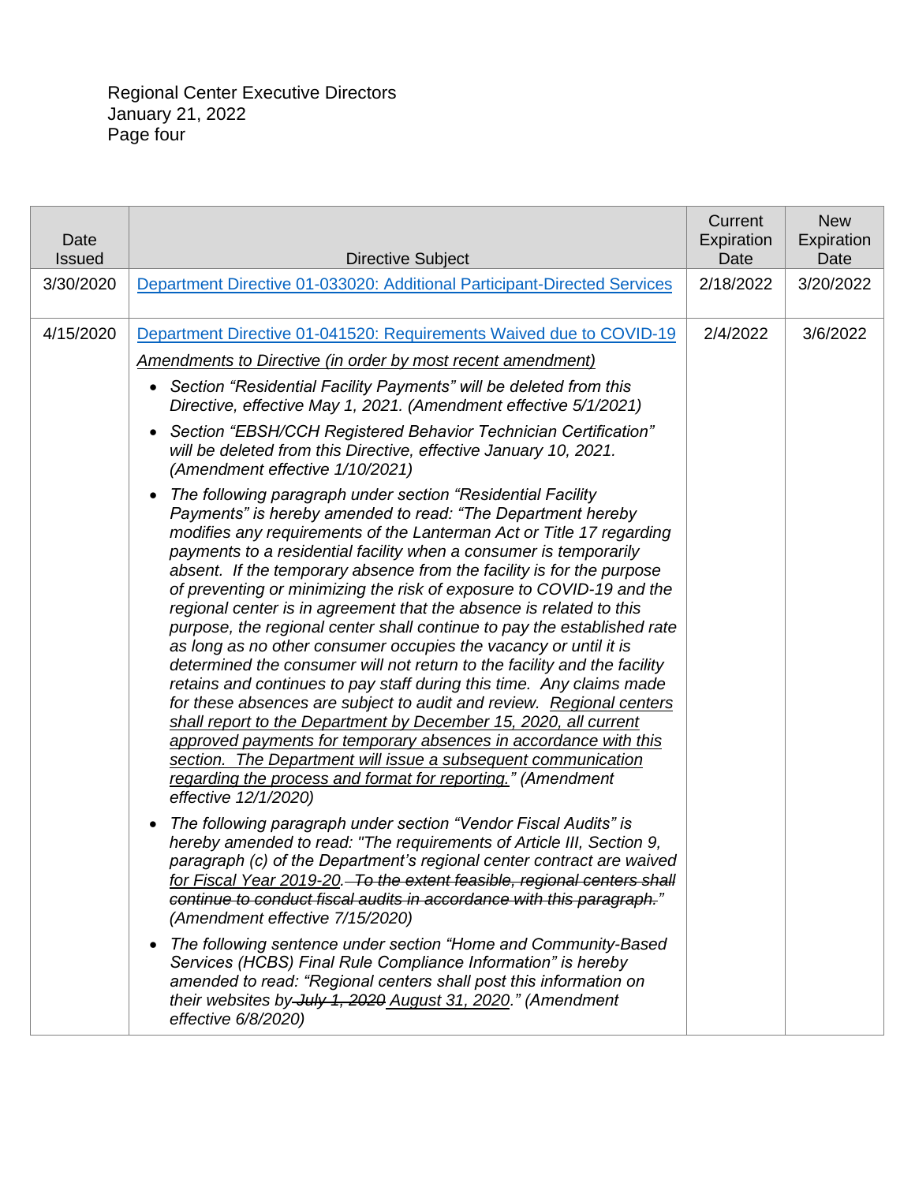| Date Issued | Directive Subject | Current Expiration Date | New Expiration Date |
|---|---|---|---|
| 3/30/2020 | [Department Directive 01-033020: Additional Participant-Directed Services](#) | 2/18/2022 | 3/20/2022 |
| 4/15/2020 | [Department Directive 01-041520: Requirements Waived due to COVID-19](#)<br><br>*<u>Amendments to Directive (in order by most recent amendment)</u>*<br><br>• *Section "Residential Facility Payments" will be deleted from this Directive, effective May 1, 2021. (Amendment effective 5/1/2021)*<br><br>• *Section "EBSH/CCH Registered Behavior Technician Certification" will be deleted from this Directive, effective January 10, 2021. (Amendment effective 1/10/2021)*<br><br>• *The following paragraph under section "Residential Facility Payments" is hereby amended to read: "The Department hereby modifies any requirements of the Lanterman Act or Title 17 regarding payments to a residential facility when a consumer is temporarily absent. If the temporary absence from the facility is for the purpose of preventing or minimizing the risk of exposure to COVID-19 and the regional center is in agreement that the absence is related to this purpose, the regional center shall continue to pay the established rate as long as no other consumer occupies the vacancy or until it is determined the consumer will not return to the facility and the facility retains and continues to pay staff during this time. Any claims made for these absences are subject to audit and review. <u>Regional centers shall report to the Department by December 15, 2020, all current approved payments for temporary absences in accordance with this section. The Department will issue a subsequent communication regarding the process and format for reporting.</u>" (Amendment effective 12/1/2020)*<br><br>• *The following paragraph under section "Vendor Fiscal Audits" is hereby amended to read: "The requirements of Article III, Section 9, paragraph (c) of the Department's regional center contract are waived <u>for Fiscal Year 2019-20</u>. ~~To the extent feasible, regional centers shall continue to conduct fiscal audits in accordance with this paragraph.~~" (Amendment effective 7/15/2020)*<br><br>• *The following sentence under section "Home and Community-Based Services (HCBS) Final Rule Compliance Information" is hereby amended to read: "Regional centers shall post this information on their websites by ~~July 1, 2020~~ <u>August 31, 2020</u>." (Amendment effective 6/8/2020)* | 2/4/2022 | 3/6/2022 |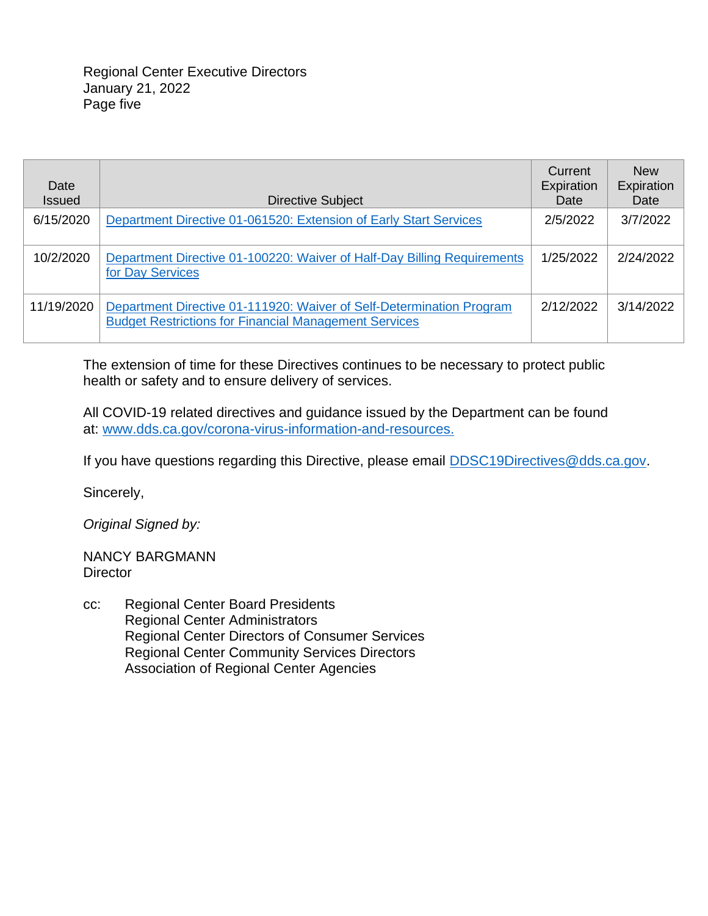| Date Issued | Directive Subject | Current Expiration Date | New Expiration Date |
| --- | --- | --- | --- |
| 6/15/2020 | [Department Directive 01-061520: Extension of Early Start Services]() | 2/5/2022 | 3/7/2022 |
| 10/2/2020 | [Department Directive 01-100220: Waiver of Half-Day Billing Requirements for Day Services]() | 1/25/2022 | 2/24/2022 |
| 11/19/2020 | [Department Directive 01-111920: Waiver of Self-Determination Program Budget Restrictions for Financial Management Services]() | 2/12/2022 | 3/14/2022 |

The extension of time for these Directives continues to be necessary to protect public health or safety and to ensure delivery of services.

All COVID-19 related directives and guidance issued by the Department can be found at: www.dds.ca.gov/corona-virus-information-and-resources.

If you have questions regarding this Directive, please email DDSC19Directives@dds.ca.gov.

Sincerely,

*Original Signed by:*

NANCY BARGMANN
Director

cc: Regional Center Board Presidents
Regional Center Administrators
Regional Center Directors of Consumer Services
Regional Center Community Services Directors
Association of Regional Center Agencies